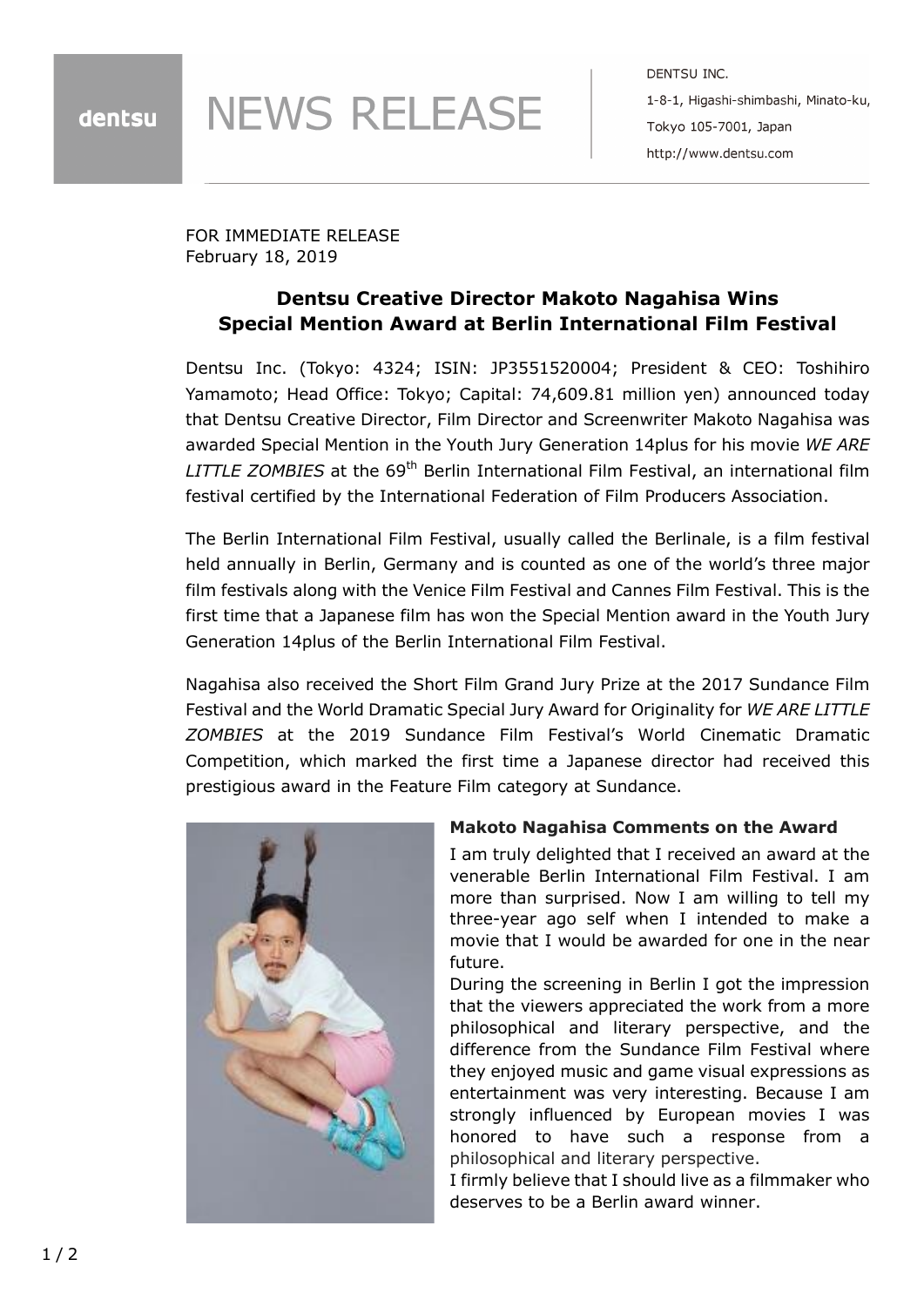dentsu

# NEWS RELEASE

DENTSU INC.
1-8-1, Higashi-shimbashi, Minato-ku,
Tokyo 105-7001, Japan
http://www.dentsu.com

FOR IMMEDIATE RELEASE
February 18, 2019

## Dentsu Creative Director Makoto Nagahisa Wins Special Mention Award at Berlin International Film Festival

Dentsu Inc. (Tokyo: 4324; ISIN: JP3551520004; President & CEO: Toshihiro Yamamoto; Head Office: Tokyo; Capital: 74,609.81 million yen) announced today that Dentsu Creative Director, Film Director and Screenwriter Makoto Nagahisa was awarded Special Mention in the Youth Jury Generation 14plus for his movie *WE ARE LITTLE ZOMBIES* at the 69th Berlin International Film Festival, an international film festival certified by the International Federation of Film Producers Association.

The Berlin International Film Festival, usually called the Berlinale, is a film festival held annually in Berlin, Germany and is counted as one of the world's three major film festivals along with the Venice Film Festival and Cannes Film Festival. This is the first time that a Japanese film has won the Special Mention award in the Youth Jury Generation 14plus of the Berlin International Film Festival.

Nagahisa also received the Short Film Grand Jury Prize at the 2017 Sundance Film Festival and the World Dramatic Special Jury Award for Originality for *WE ARE LITTLE ZOMBIES* at the 2019 Sundance Film Festival's World Cinematic Dramatic Competition, which marked the first time a Japanese director had received this prestigious award in the Feature Film category at Sundance.

**Makoto Nagahisa Comments on the Award**

I am truly delighted that I received an award at the venerable Berlin International Film Festival. I am more than surprised. Now I am willing to tell my three-year ago self when I intended to make a movie that I would be awarded for one in the near future.

During the screening in Berlin I got the impression that the viewers appreciated the work from a more philosophical and literary perspective, and the difference from the Sundance Film Festival where they enjoyed music and game visual expressions as entertainment was very interesting. Because I am strongly influenced by European movies I was honored to have such a response from a philosophical and literary perspective.

I firmly believe that I should live as a filmmaker who deserves to be a Berlin award winner.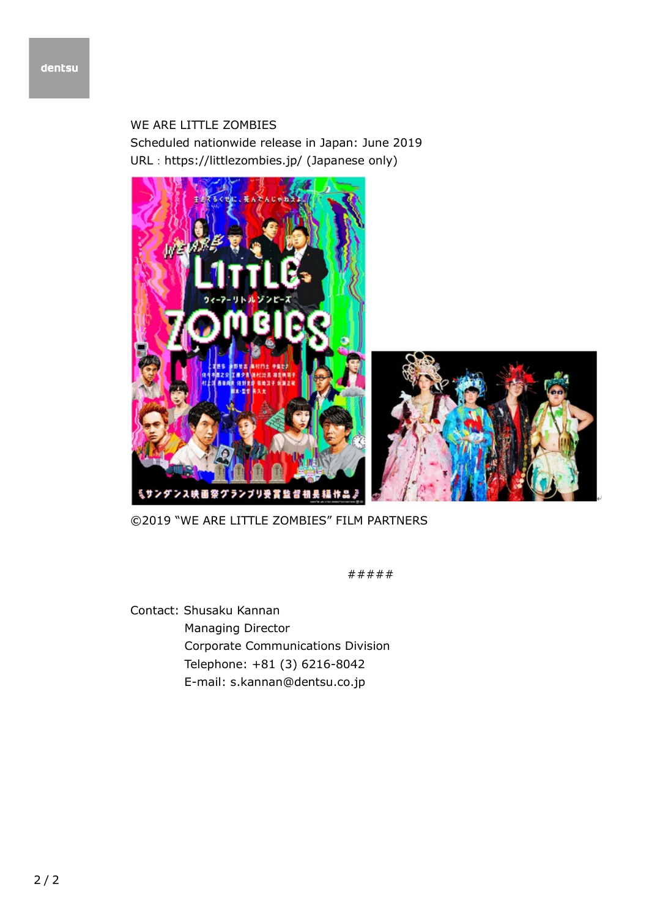WE ARE LITTLE ZOMBIES
Scheduled nationwide release in Japan: June 2019
URL：https://littlezombies.jp/ (Japanese only)

©2019 “WE ARE LITTLE ZOMBIES” FILM PARTNERS

#####

Contact: Shusaku Kannan
Managing Director
Corporate Communications Division
Telephone: +81 (3) 6216-8042
E-mail: s.kannan@dentsu.co.jp